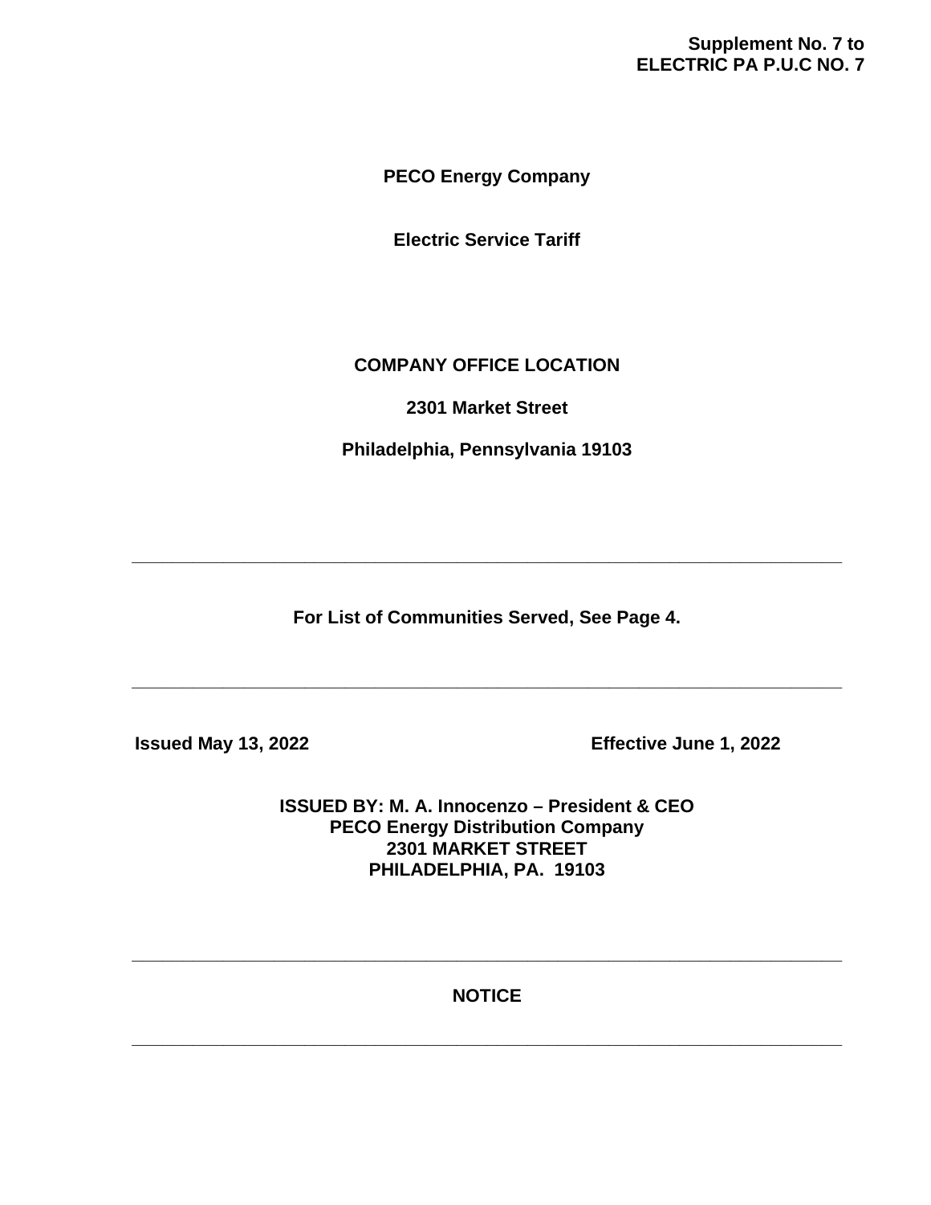**Supplement No. 7 to**
**ELECTRIC PA P.U.C NO. 7**

# PECO Energy Company

## Electric Service Tariff

**COMPANY OFFICE LOCATION**

**2301 Market Street**

**Philadelphia, Pennsylvania 19103**

---

**For List of Communities Served, See Page 4.**

---

**Issued May 13, 2022** **Effective June 1, 2022**

**ISSUED BY: M. A. Innocenzo – President & CEO**
**PECO Energy Distribution Company**
**2301 MARKET STREET**
**PHILADELPHIA, PA. 19103**

---

**NOTICE**

---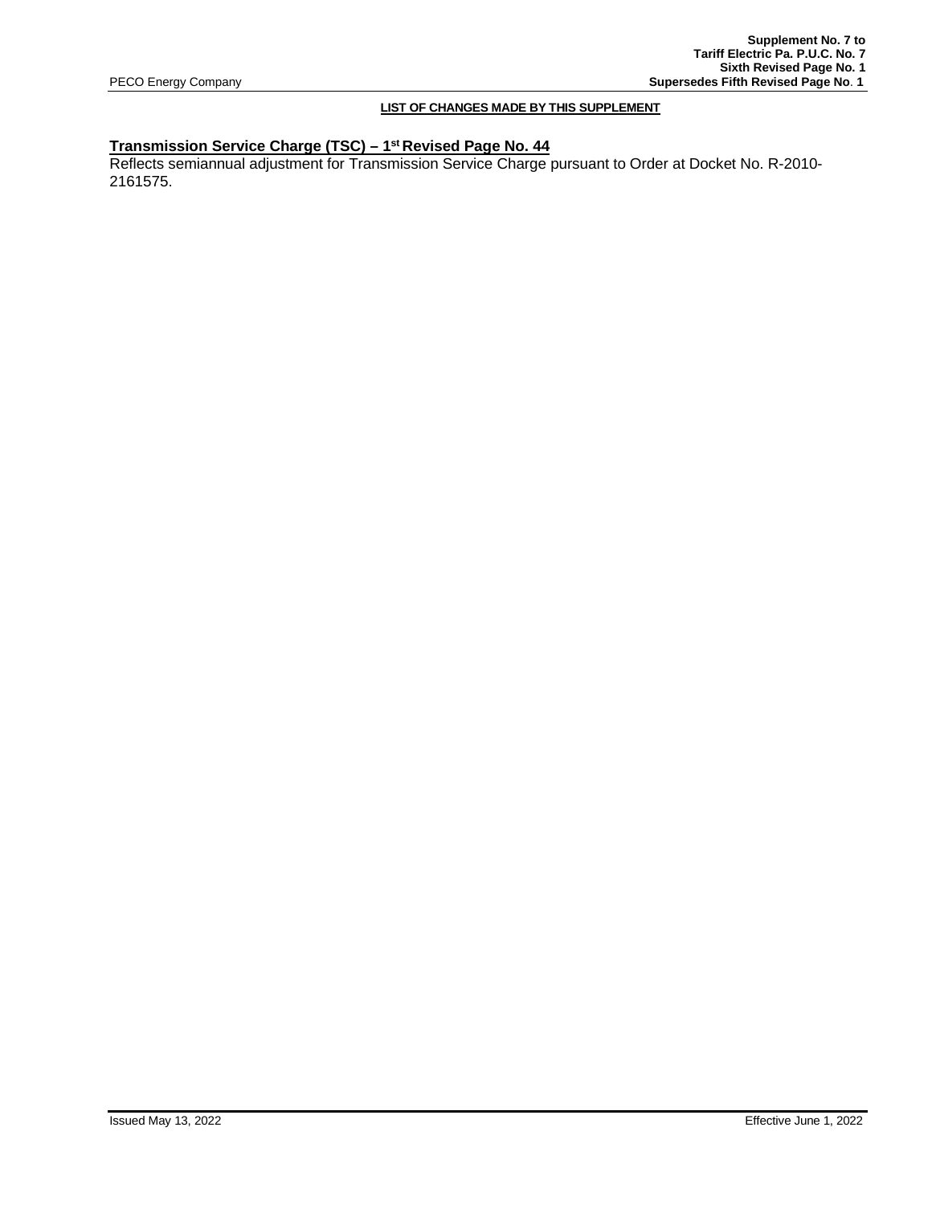**Supplement No. 7 to**
**Tariff Electric Pa. P.U.C. No. 7**
**Sixth Revised Page No. 1**
PECO Energy Company **Supersedes Fifth Revised Page No. 1**

**LIST OF CHANGES MADE BY THIS SUPPLEMENT**

**Transmission Service Charge (TSC) – 1st Revised Page No. 44**

Reflects semiannual adjustment for Transmission Service Charge pursuant to Order at Docket No. R-2010-2161575.

Issued May 13, 2022 Effective June 1, 2022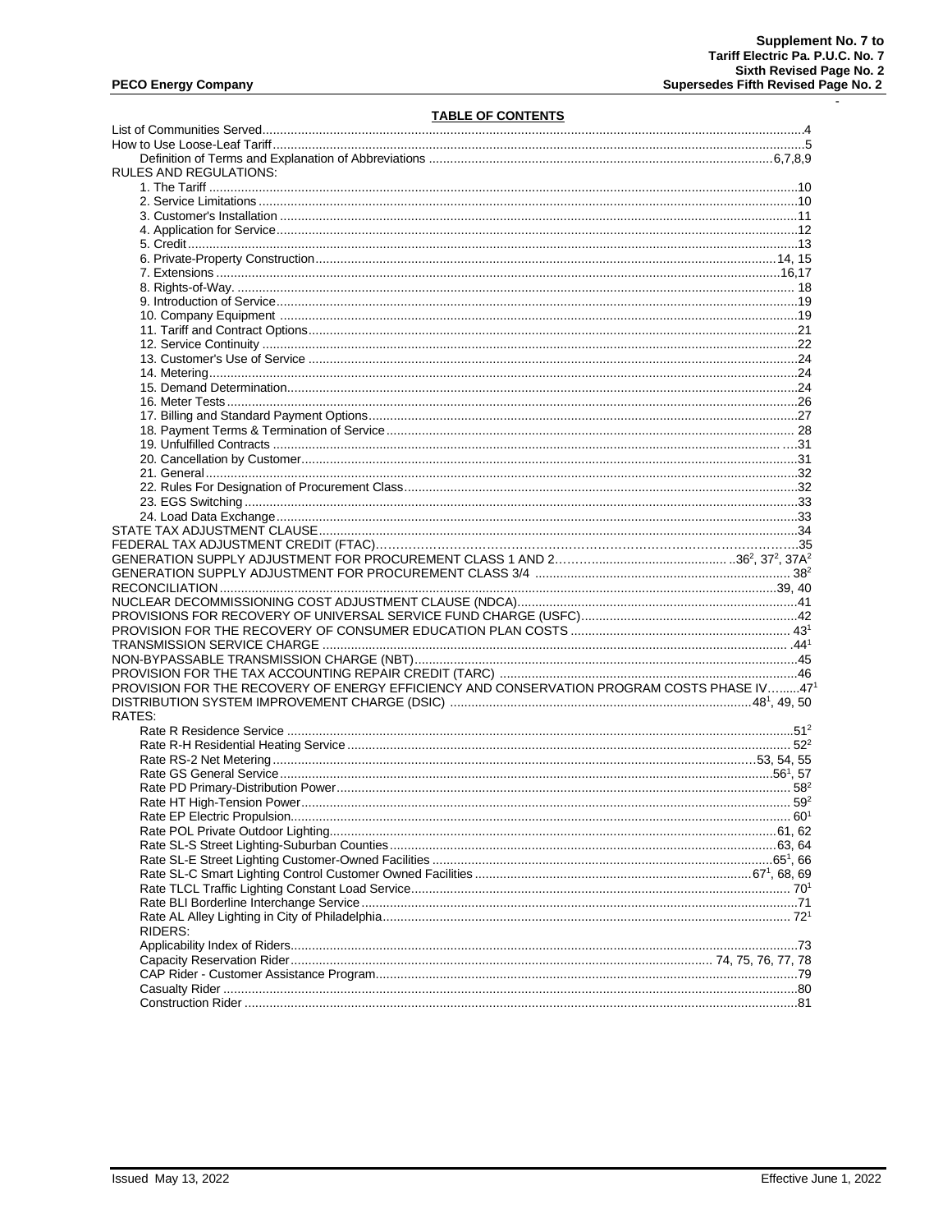## TABLE OF CONTENTS

| | |
|---|---|
| List of Communities Served | 4 |
| How to Use Loose-Leaf Tariff | 5 |
| Definition of Terms and Explanation of Abbreviations | 6,7,8,9 |
| **RULES AND REGULATIONS:** | |
| 1. The Tariff | 10 |
| 2. Service Limitations | 10 |
| 3. Customer's Installation | 11 |
| 4. Application for Service | 12 |
| 5. Credit | 13 |
| 6. Private-Property Construction | 14, 15 |
| 7. Extensions | 16,17 |
| 8. Rights-of-Way. | 18 |
| 9. Introduction of Service | 19 |
| 10. Company Equipment | 19 |
| 11. Tariff and Contract Options | 21 |
| 12. Service Continuity | 22 |
| 13. Customer's Use of Service | 24 |
| 14. Metering | 24 |
| 15. Demand Determination | 24 |
| 16. Meter Tests | 26 |
| 17. Billing and Standard Payment Options | 27 |
| 18. Payment Terms & Termination of Service | 28 |
| 19. Unfulfilled Contracts | 31 |
| 20. Cancellation by Customer | 31 |
| 21. General | 32 |
| 22. Rules For Designation of Procurement Class | 32 |
| 23. EGS Switching | 33 |
| 24. Load Data Exchange | 33 |
| STATE TAX ADJUSTMENT CLAUSE | 34 |
| FEDERAL TAX ADJUSTMENT CREDIT (FTAC) | 35 |
| GENERATION SUPPLY ADJUSTMENT FOR PROCUREMENT CLASS 1 AND 2 | 36[2], 37[2], 37A[2] |
| GENERATION SUPPLY ADJUSTMENT FOR PROCUREMENT CLASS 3/4 | 38[2] |
| RECONCILIATION | 39, 40 |
| NUCLEAR DECOMMISSIONING COST ADJUSTMENT CLAUSE (NDCA) | 41 |
| PROVISIONS FOR RECOVERY OF UNIVERSAL SERVICE FUND CHARGE (USFC) | 42 |
| PROVISION FOR THE RECOVERY OF CONSUMER EDUCATION PLAN COSTS | 43[1] |
| TRANSMISSION SERVICE CHARGE | 44[1] |
| NON-BYPASSABLE TRANSMISSION CHARGE (NBT) | 45 |
| PROVISION FOR THE TAX ACCOUNTING REPAIR CREDIT (TARC) | 46 |
| PROVISION FOR THE RECOVERY OF ENERGY EFFICIENCY AND CONSERVATION PROGRAM COSTS PHASE IV | 47[1] |
| DISTRIBUTION SYSTEM IMPROVEMENT CHARGE (DSIC) | 48[1], 49, 50 |
| **RATES:** | |
| Rate R Residence Service | 51[2] |
| Rate R-H Residential Heating Service | 52[2] |
| Rate RS-2 Net Metering | 53, 54, 55 |
| Rate GS General Service | 56[1], 57 |
| Rate PD Primary-Distribution Power | 58[2] |
| Rate HT High-Tension Power | 59[2] |
| Rate EP Electric Propulsion | 60[1] |
| Rate POL Private Outdoor Lighting | 61, 62 |
| Rate SL-S Street Lighting-Suburban Counties | 63, 64 |
| Rate SL-E Street Lighting Customer-Owned Facilities | 65[1], 66 |
| Rate SL-C Smart Lighting Control Customer Owned Facilities | 67[1], 68, 69 |
| Rate TLCL Traffic Lighting Constant Load Service | 70[1] |
| Rate BLI Borderline Interchange Service | 71 |
| Rate AL Alley Lighting in City of Philadelphia | 72[1] |
| **RIDERS:** | |
| Applicability Index of Riders | 73 |
| Capacity Reservation Rider | 74, 75, 76, 77, 78 |
| CAP Rider - Customer Assistance Program | 79 |
| Casualty Rider | 80 |
| Construction Rider | 81 |

Issued May 13, 2022 — Effective June 1, 2022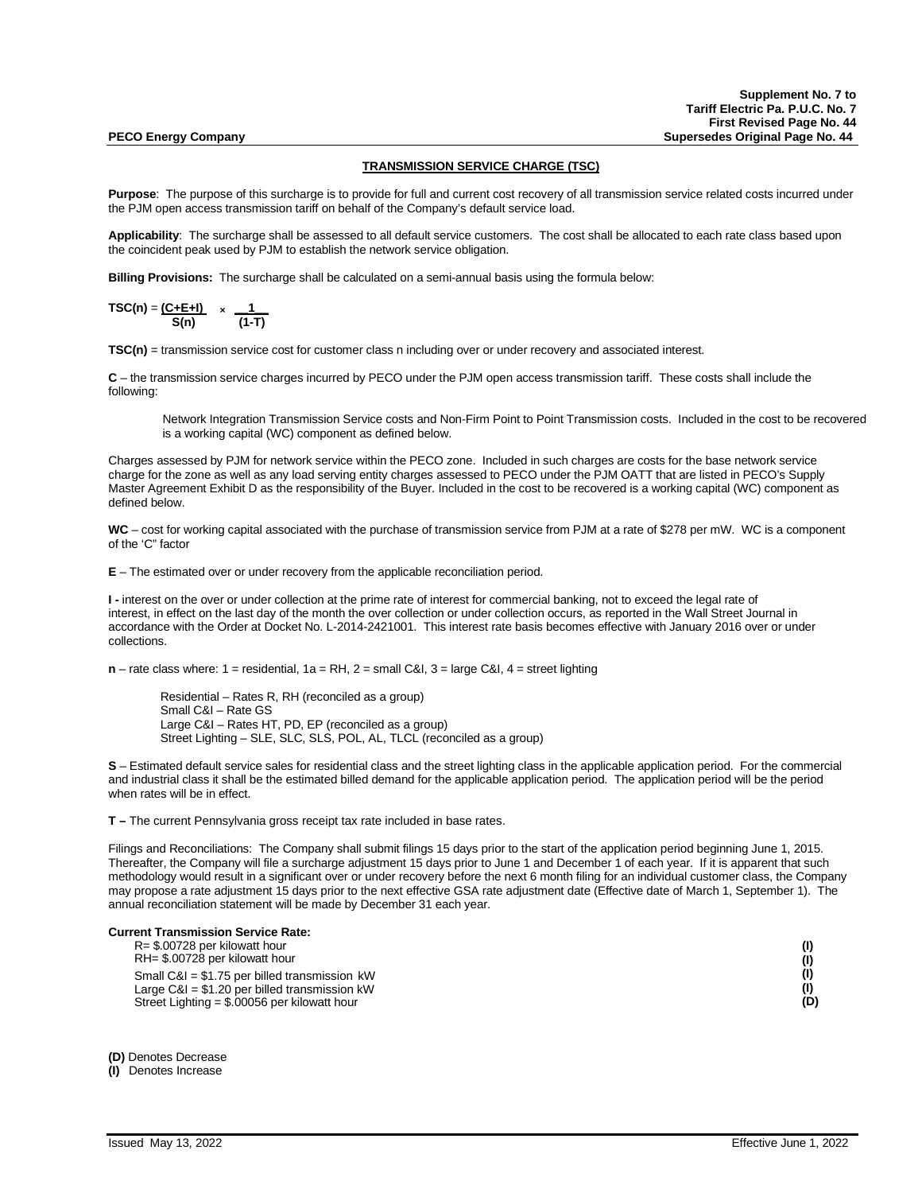Supplement No. 7 to
Tariff Electric Pa. P.U.C. No. 7
First Revised Page No. 44
Supersedes Original Page No. 44

**PECO Energy Company**

## TRANSMISSION SERVICE CHARGE (TSC)

**Purpose**: The purpose of this surcharge is to provide for full and current cost recovery of all transmission service related costs incurred under the PJM open access transmission tariff on behalf of the Company's default service load.

**Applicability**: The surcharge shall be assessed to all default service customers. The cost shall be allocated to each rate class based upon the coincident peak used by PJM to establish the network service obligation.

**Billing Provisions:** The surcharge shall be calculated on a semi-annual basis using the formula below:

$$TSC(n) = \frac{(C+E+I)}{S(n)} \times \frac{1}{(1-T)}$$

**TSC(n)** = transmission service cost for customer class n including over or under recovery and associated interest.

**C** – the transmission service charges incurred by PECO under the PJM open access transmission tariff. These costs shall include the following:

> Network Integration Transmission Service costs and Non-Firm Point to Point Transmission costs. Included in the cost to be recovered is a working capital (WC) component as defined below.

Charges assessed by PJM for network service within the PECO zone. Included in such charges are costs for the base network service charge for the zone as well as any load serving entity charges assessed to PECO under the PJM OATT that are listed in PECO's Supply Master Agreement Exhibit D as the responsibility of the Buyer. Included in the cost to be recovered is a working capital (WC) component as defined below.

**WC** – cost for working capital associated with the purchase of transmission service from PJM at a rate of $278 per mW. WC is a component of the 'C" factor

**E** – The estimated over or under recovery from the applicable reconciliation period.

**I -** interest on the over or under collection at the prime rate of interest for commercial banking, not to exceed the legal rate of interest, in effect on the last day of the month the over collection or under collection occurs, as reported in the Wall Street Journal in accordance with the Order at Docket No. L-2014-2421001. This interest rate basis becomes effective with January 2016 over or under collections.

**n** – rate class where: 1 = residential, 1a = RH, 2 = small C&I, 3 = large C&I, 4 = street lighting

> Residential – Rates R, RH (reconciled as a group)
> Small C&I – Rate GS
> Large C&I – Rates HT, PD, EP (reconciled as a group)
> Street Lighting – SLE, SLC, SLS, POL, AL, TLCL (reconciled as a group)

**S** – Estimated default service sales for residential class and the street lighting class in the applicable application period. For the commercial and industrial class it shall be the estimated billed demand for the applicable application period. The application period will be the period when rates will be in effect.

**T –** The current Pennsylvania gross receipt tax rate included in base rates.

Filings and Reconciliations: The Company shall submit filings 15 days prior to the start of the application period beginning June 1, 2015. Thereafter, the Company will file a surcharge adjustment 15 days prior to June 1 and December 1 of each year. If it is apparent that such methodology would result in a significant over or under recovery before the next 6 month filing for an individual customer class, the Company may propose a rate adjustment 15 days prior to the next effective GSA rate adjustment date (Effective date of March 1, September 1). The annual reconciliation statement will be made by December 31 each year.

**Current Transmission Service Rate:**

| | |
|---|---|
| R= $.00728 per kilowatt hour | **(I)** |
| RH= $.00728 per kilowatt hour | **(I)** |
| Small C&I = $1.75 per billed transmission kW | **(I)** |
| Large C&I = $1.20 per billed transmission kW | **(I)** |
| Street Lighting = $.00056 per kilowatt hour | **(D)** |

**(D)** Denotes Decrease
**(I)** Denotes Increase

Issued May 13, 2022 Effective June 1, 2022